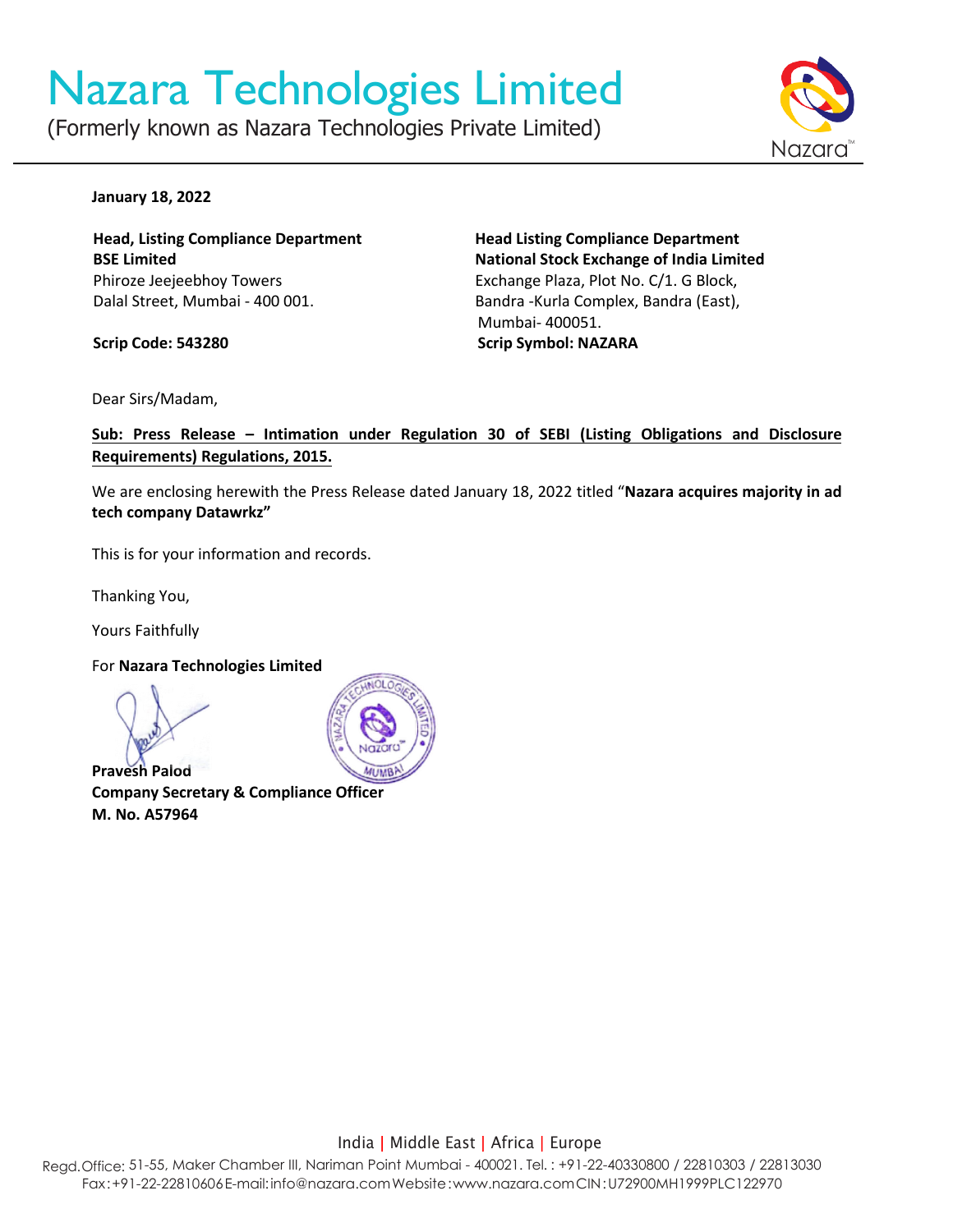# Nazara Technologies Limited

(Formerly known as Nazara Technologies Private Limited)

**January 18, 2022**

**Head, Listing Compliance Department**
**BSE Limited**
Phiroze Jeejeebhoy Towers
Dalal Street, Mumbai - 400 001.

**Scrip Code: 543280**

**Head Listing Compliance Department**
**National Stock Exchange of India Limited**
Exchange Plaza, Plot No. C/1. G Block,
Bandra -Kurla Complex, Bandra (East),
Mumbai- 400051.

**Scrip Symbol: NAZARA**

Dear Sirs/Madam,

**Sub: Press Release – Intimation under Regulation 30 of SEBI (Listing Obligations and Disclosure Requirements) Regulations, 2015.**

We are enclosing herewith the Press Release dated January 18, 2022 titled "**Nazara acquires majority in ad tech company Datawrkz"**

This is for your information and records.

Thanking You,

Yours Faithfully

For **Nazara Technologies Limited**

**Pravesh Palod**
**Company Secretary & Compliance Officer**
**M. No. A57964**

India | Middle East | Africa | Europe

Regd.Office: 51-55, Maker Chamber III, Nariman Point Mumbai - 400021. Tel. : +91-22-40330800 / 22810303 / 22813030
Fax:+91-22-22810606 E-mail: info@nazara.com Website: www.nazara.com CIN: U72900MH1999PLC122970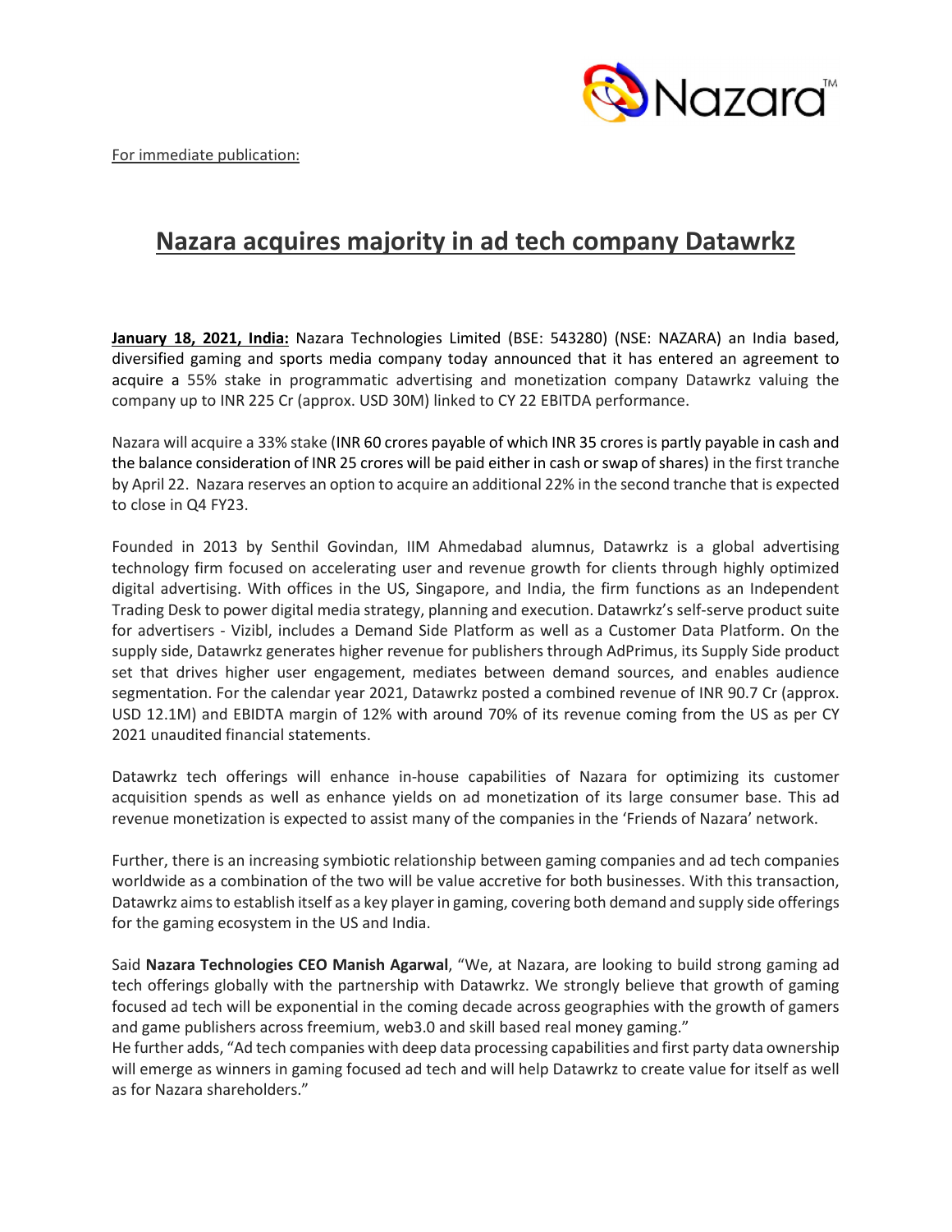For immediate publication:

# Nazara acquires majority in ad tech company Datawrkz

**January 18, 2021, India:** Nazara Technologies Limited (BSE: 543280) (NSE: NAZARA) an India based, diversified gaming and sports media company today announced that it has entered an agreement to acquire a 55% stake in programmatic advertising and monetization company Datawrkz valuing the company up to INR 225 Cr (approx. USD 30M) linked to CY 22 EBITDA performance.

Nazara will acquire a 33% stake (INR 60 crores payable of which INR 35 crores is partly payable in cash and the balance consideration of INR 25 crores will be paid either in cash or swap of shares) in the first tranche by April 22. Nazara reserves an option to acquire an additional 22% in the second tranche that is expected to close in Q4 FY23.

Founded in 2013 by Senthil Govindan, IIM Ahmedabad alumnus, Datawrkz is a global advertising technology firm focused on accelerating user and revenue growth for clients through highly optimized digital advertising. With offices in the US, Singapore, and India, the firm functions as an Independent Trading Desk to power digital media strategy, planning and execution. Datawrkz's self-serve product suite for advertisers - Vizibl, includes a Demand Side Platform as well as a Customer Data Platform. On the supply side, Datawrkz generates higher revenue for publishers through AdPrimus, its Supply Side product set that drives higher user engagement, mediates between demand sources, and enables audience segmentation. For the calendar year 2021, Datawrkz posted a combined revenue of INR 90.7 Cr (approx. USD 12.1M) and EBIDTA margin of 12% with around 70% of its revenue coming from the US as per CY 2021 unaudited financial statements.

Datawrkz tech offerings will enhance in-house capabilities of Nazara for optimizing its customer acquisition spends as well as enhance yields on ad monetization of its large consumer base. This ad revenue monetization is expected to assist many of the companies in the 'Friends of Nazara' network.

Further, there is an increasing symbiotic relationship between gaming companies and ad tech companies worldwide as a combination of the two will be value accretive for both businesses. With this transaction, Datawrkz aims to establish itself as a key player in gaming, covering both demand and supply side offerings for the gaming ecosystem in the US and India.

Said **Nazara Technologies CEO Manish Agarwal**, "We, at Nazara, are looking to build strong gaming ad tech offerings globally with the partnership with Datawrkz. We strongly believe that growth of gaming focused ad tech will be exponential in the coming decade across geographies with the growth of gamers and game publishers across freemium, web3.0 and skill based real money gaming."

He further adds, "Ad tech companies with deep data processing capabilities and first party data ownership will emerge as winners in gaming focused ad tech and will help Datawrkz to create value for itself as well as for Nazara shareholders."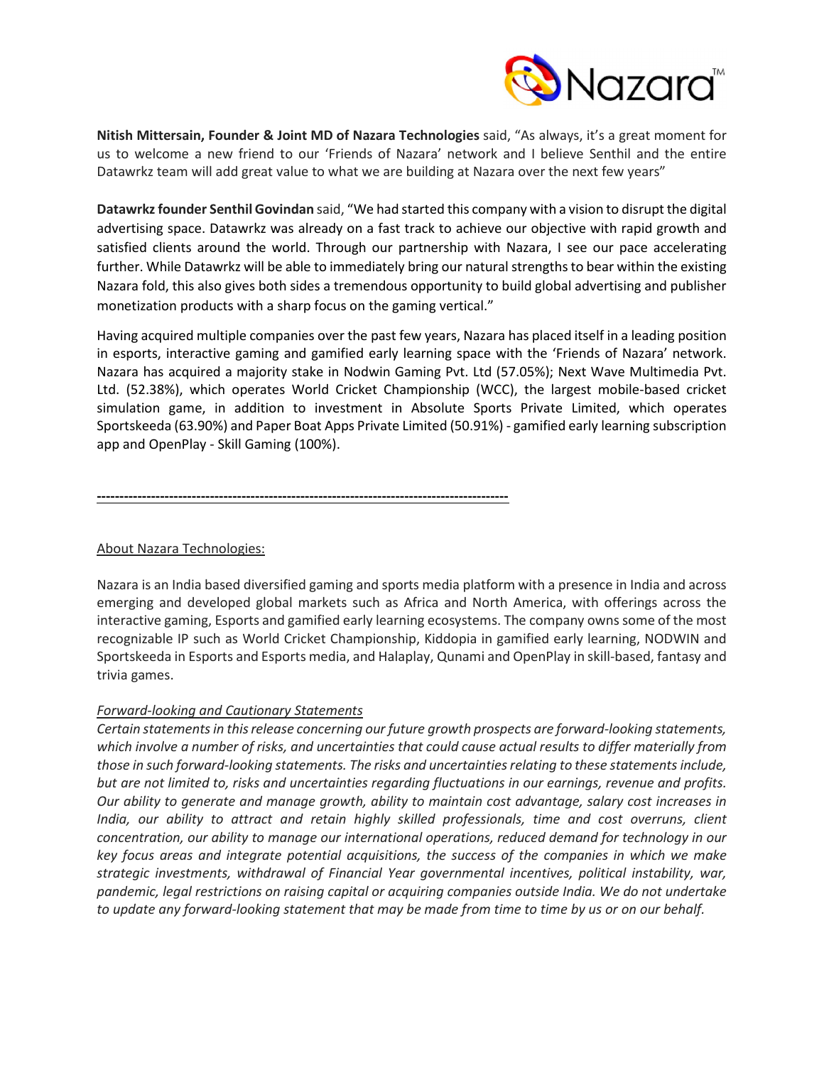**Nitish Mittersain, Founder & Joint MD of Nazara Technologies** said, "As always, it's a great moment for us to welcome a new friend to our 'Friends of Nazara' network and I believe Senthil and the entire Datawrkz team will add great value to what we are building at Nazara over the next few years"

**Datawrkz founder Senthil Govindan** said, "We had started this company with a vision to disrupt the digital advertising space. Datawrkz was already on a fast track to achieve our objective with rapid growth and satisfied clients around the world. Through our partnership with Nazara, I see our pace accelerating further. While Datawrkz will be able to immediately bring our natural strengths to bear within the existing Nazara fold, this also gives both sides a tremendous opportunity to build global advertising and publisher monetization products with a sharp focus on the gaming vertical."

Having acquired multiple companies over the past few years, Nazara has placed itself in a leading position in esports, interactive gaming and gamified early learning space with the 'Friends of Nazara' network. Nazara has acquired a majority stake in Nodwin Gaming Pvt. Ltd (57.05%); Next Wave Multimedia Pvt. Ltd. (52.38%), which operates World Cricket Championship (WCC), the largest mobile-based cricket simulation game, in addition to investment in Absolute Sports Private Limited, which operates Sportskeeda (63.90%) and Paper Boat Apps Private Limited (50.91%) - gamified early learning subscription app and OpenPlay - Skill Gaming (100%).

---

About Nazara Technologies:

Nazara is an India based diversified gaming and sports media platform with a presence in India and across emerging and developed global markets such as Africa and North America, with offerings across the interactive gaming, Esports and gamified early learning ecosystems. The company owns some of the most recognizable IP such as World Cricket Championship, Kiddopia in gamified early learning, NODWIN and Sportskeeda in Esports and Esports media, and Halaplay, Qunami and OpenPlay in skill-based, fantasy and trivia games.

*Forward-looking and Cautionary Statements*

*Certain statements in this release concerning our future growth prospects are forward-looking statements, which involve a number of risks, and uncertainties that could cause actual results to differ materially from those in such forward-looking statements. The risks and uncertainties relating to these statements include, but are not limited to, risks and uncertainties regarding fluctuations in our earnings, revenue and profits. Our ability to generate and manage growth, ability to maintain cost advantage, salary cost increases in India, our ability to attract and retain highly skilled professionals, time and cost overruns, client concentration, our ability to manage our international operations, reduced demand for technology in our key focus areas and integrate potential acquisitions, the success of the companies in which we make strategic investments, withdrawal of Financial Year governmental incentives, political instability, war, pandemic, legal restrictions on raising capital or acquiring companies outside India. We do not undertake to update any forward-looking statement that may be made from time to time by us or on our behalf.*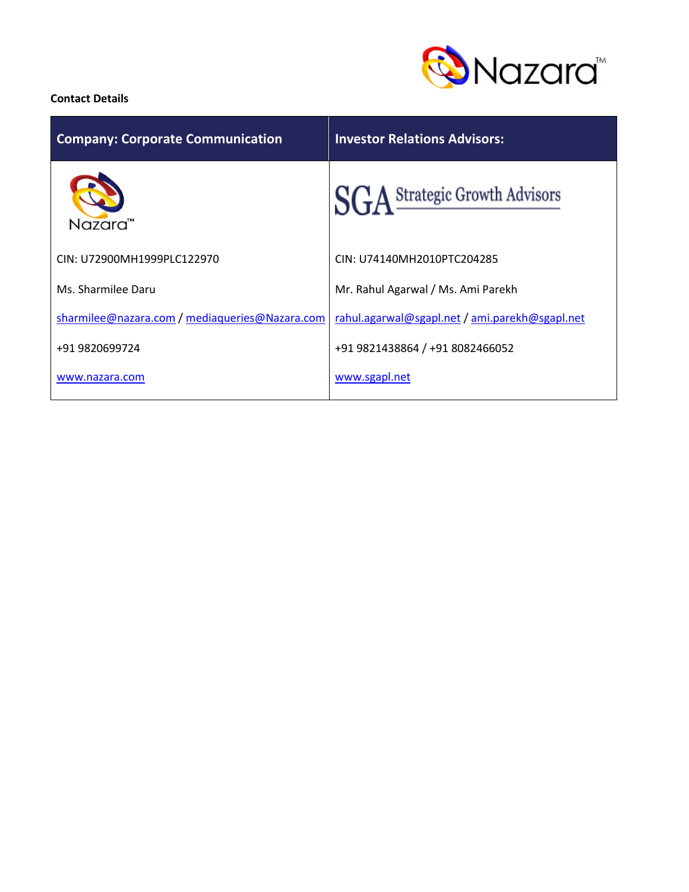**Contact Details**

| Company: Corporate Communication | Investor Relations Advisors: |
|---|---|
| Nazara™ | SGA Strategic Growth Advisors |
| CIN: U72900MH1999PLC122970 | CIN: U74140MH2010PTC204285 |
| Ms. Sharmilee Daru | Mr. Rahul Agarwal / Ms. Ami Parekh |
| sharmilee@nazara.com / mediaqueries@Nazara.com | rahul.agarwal@sgapl.net / ami.parekh@sgapl.net |
| +91 9820699724 | +91 9821438864 / +91 8082466052 |
| www.nazara.com | www.sgapl.net |